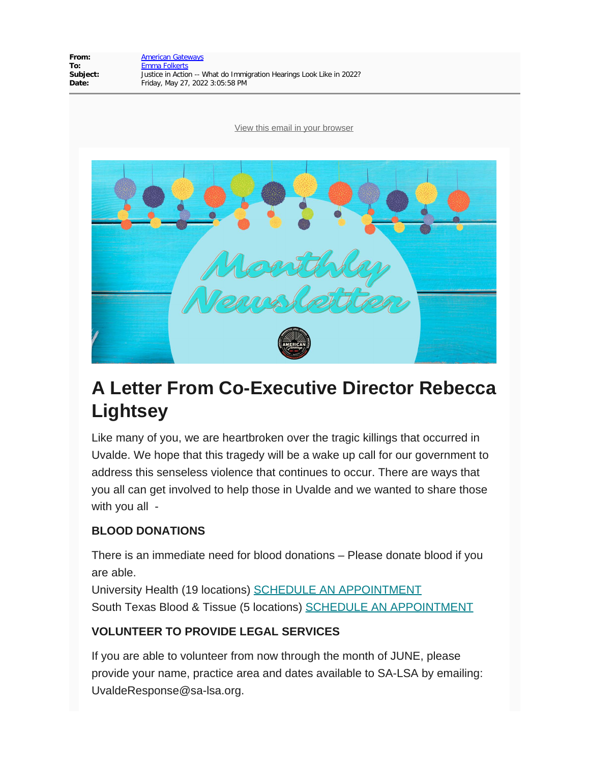**From:** American Gateways
**To:** Emma Folkerts
**Subject:** Justice in Action -- What do Immigration Hearings Look Like in 2022?
**Date:** Friday, May 27, 2022 3:05:58 PM

View this email in your browser

Monthly Newsletter

# A Letter From Co-Executive Director Rebecca Lightsey

Like many of you, we are heartbroken over the tragic killings that occurred in Uvalde. We hope that this tragedy will be a wake up call for our government to address this senseless violence that continues to occur. There are ways that you all can get involved to help those in Uvalde and we wanted to share those with you all -

**BLOOD DONATIONS**

There is an immediate need for blood donations – Please donate blood if you are able.
University Health (19 locations) SCHEDULE AN APPOINTMENT
South Texas Blood & Tissue (5 locations) SCHEDULE AN APPOINTMENT

**VOLUNTEER TO PROVIDE LEGAL SERVICES**

If you are able to volunteer from now through the month of JUNE, please provide your name, practice area and dates available to SA-LSA by emailing: UvaldeResponse@sa-lsa.org.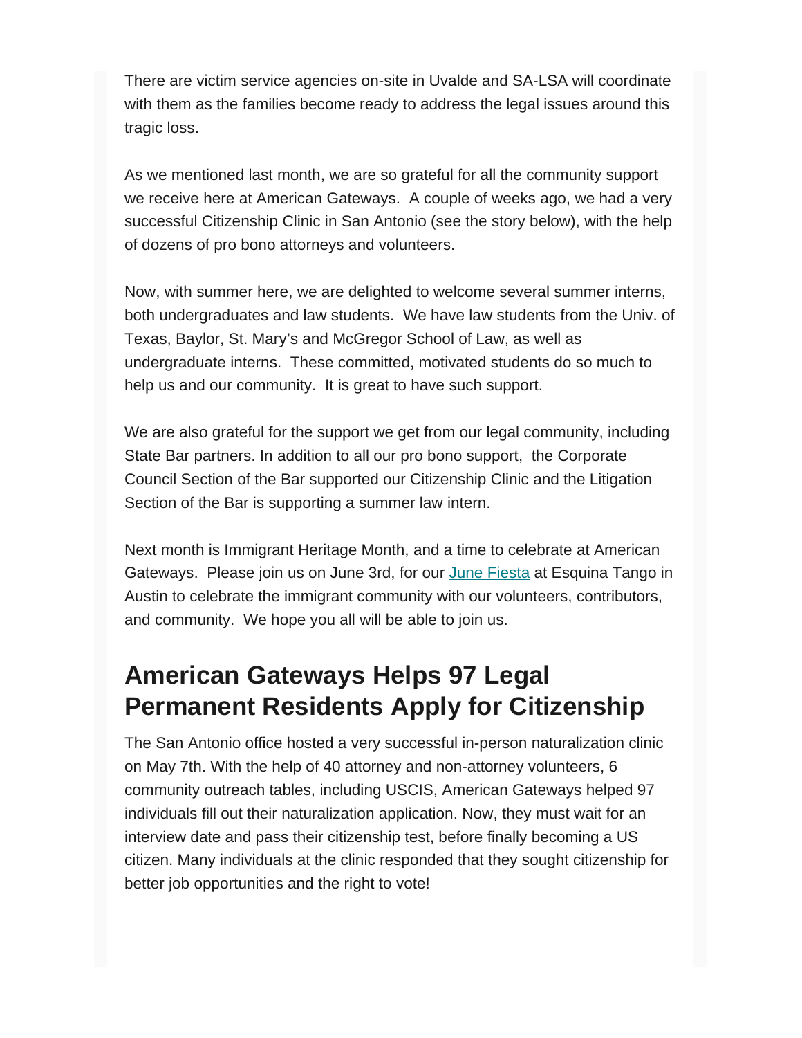There are victim service agencies on-site in Uvalde and SA-LSA will coordinate with them as the families become ready to address the legal issues around this tragic loss.

As we mentioned last month, we are so grateful for all the community support we receive here at American Gateways. A couple of weeks ago, we had a very successful Citizenship Clinic in San Antonio (see the story below), with the help of dozens of pro bono attorneys and volunteers.

Now, with summer here, we are delighted to welcome several summer interns, both undergraduates and law students. We have law students from the Univ. of Texas, Baylor, St. Mary's and McGregor School of Law, as well as undergraduate interns. These committed, motivated students do so much to help us and our community. It is great to have such support.

We are also grateful for the support we get from our legal community, including State Bar partners. In addition to all our pro bono support, the Corporate Council Section of the Bar supported our Citizenship Clinic and the Litigation Section of the Bar is supporting a summer law intern.

Next month is Immigrant Heritage Month, and a time to celebrate at American Gateways. Please join us on June 3rd, for our June Fiesta at Esquina Tango in Austin to celebrate the immigrant community with our volunteers, contributors, and community. We hope you all will be able to join us.

## American Gateways Helps 97 Legal Permanent Residents Apply for Citizenship

The San Antonio office hosted a very successful in-person naturalization clinic on May 7th. With the help of 40 attorney and non-attorney volunteers, 6 community outreach tables, including USCIS, American Gateways helped 97 individuals fill out their naturalization application. Now, they must wait for an interview date and pass their citizenship test, before finally becoming a US citizen. Many individuals at the clinic responded that they sought citizenship for better job opportunities and the right to vote!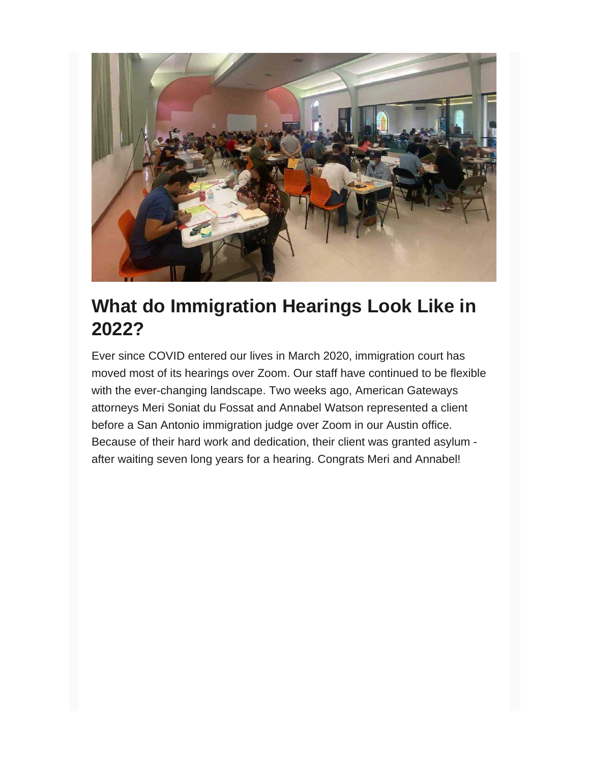## What do Immigration Hearings Look Like in 2022?

Ever since COVID entered our lives in March 2020, immigration court has moved most of its hearings over Zoom. Our staff have continued to be flexible with the ever-changing landscape. Two weeks ago, American Gateways attorneys Meri Soniat du Fossat and Annabel Watson represented a client before a San Antonio immigration judge over Zoom in our Austin office. Because of their hard work and dedication, their client was granted asylum - after waiting seven long years for a hearing. Congrats Meri and Annabel!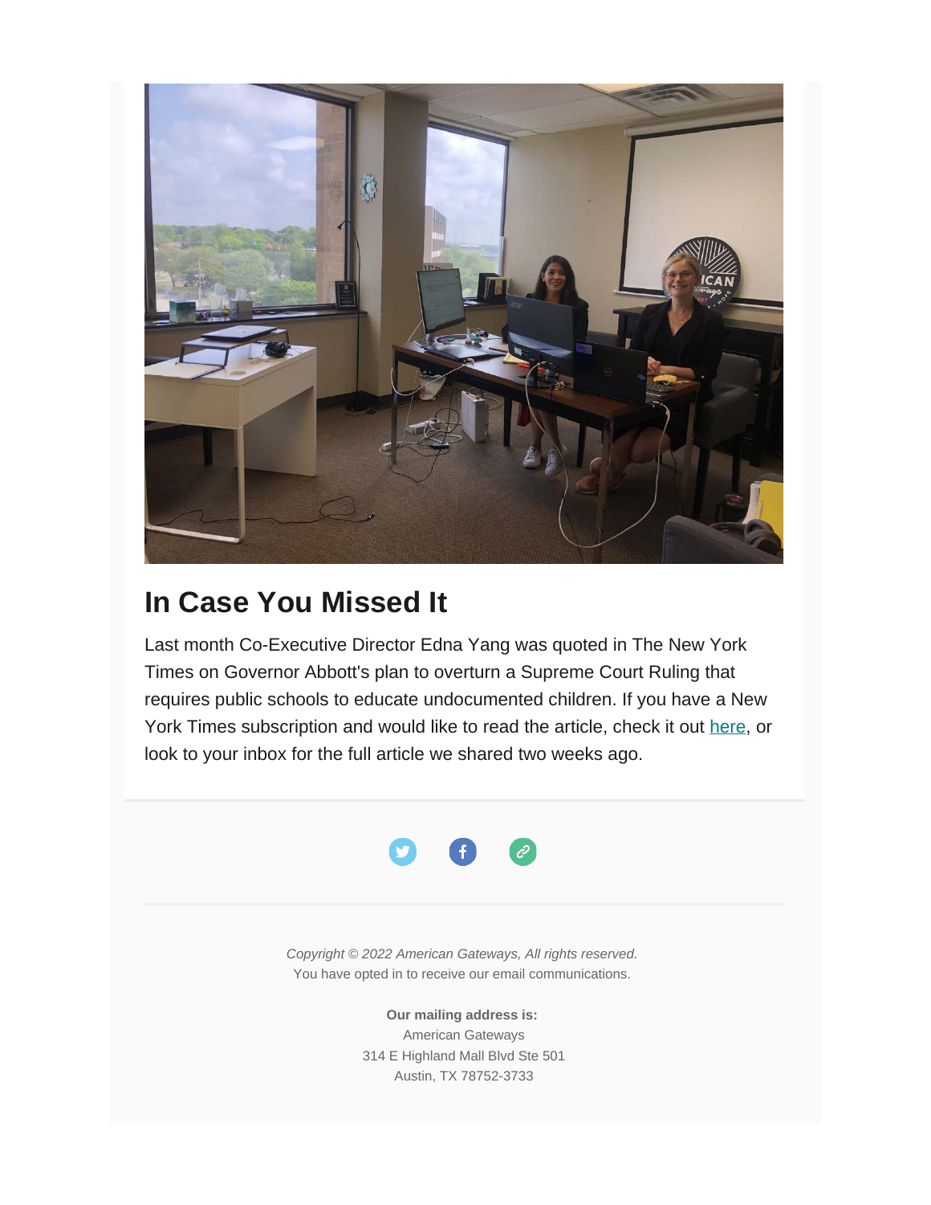## In Case You Missed It

Last month Co-Executive Director Edna Yang was quoted in The New York Times on Governor Abbott's plan to overturn a Supreme Court Ruling that requires public schools to educate undocumented children. If you have a New York Times subscription and would like to read the article, check it out here, or look to your inbox for the full article we shared two weeks ago.

*Copyright © 2022 American Gateways, All rights reserved.*
You have opted in to receive our email communications.

**Our mailing address is:**
American Gateways
314 E Highland Mall Blvd Ste 501
Austin, TX 78752-3733